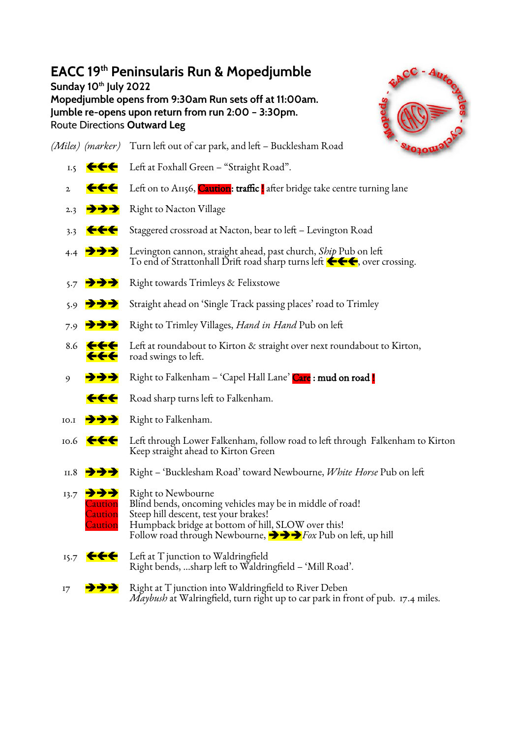# EACC 19th Peninsularis Run & Mopedjumble

**Sunday 10th July 2022**

**Mopedjumble opens from 9:30am Run sets off at 11:00am.**

**Jumble re-opens upon return from run 2:00 – 3:30pm.**

Route Directions **Outward Leg**

| *(Miles)* | *(marker)* | Turn left out of car park, and left – Bucklesham Road |
|---|---|---|
| 1.5 | ←←← | Left at Foxhall Green – "Straight Road". |
| 2 | ←←← | Left on to A1156, **Caution**: **traffic !** after bridge take centre turning lane |
| 2.3 | →→→ | Right to Nacton Village |
| 3.3 | ←←← | Staggered crossroad at Nacton, bear to left – Levington Road |
| 4.4 | →→→ | Levington cannon, straight ahead, past church, *Ship* Pub on left<br>To end of Strattonhall Drift road sharp turns left ←←←, over crossing. |
| 5.7 | →→→ | Right towards Trimleys & Felixstowe |
| 5.9 | →→→ | Straight ahead on 'Single Track passing places' road to Trimley |
| 7.9 | →→→ | Right to Trimley Villages, *Hand in Hand* Pub on left |
| 8.6 | ←←← ←←← | Left at roundabout to Kirton & straight over next roundabout to Kirton, road swings to left. |
| 9 | →→→ | Right to Falkenham – 'Capel Hall Lane' **Care : mud on road !** |
| | ←←← | Road sharp turns left to Falkenham. |
| 10.1 | →→→ | Right to Falkenham. |
| 10.6 | ←←← | Left through Lower Falkenham, follow road to left through Falkenham to Kirton<br>Keep straight ahead to Kirton Green |
| 11.8 | →→→ | Right – 'Bucklesham Road' toward Newbourne, *White Horse* Pub on left |
| 13.7 | →→→<br>Caution<br>Caution<br>Caution | Right to Newbourne<br>Blind bends, oncoming vehicles may be in middle of road!<br>Steep hill descent, test your brakes!<br>Humpback bridge at bottom of hill, SLOW over this!<br>Follow road through Newbourne, →→→ *Fox* Pub on left, up hill |
| 15.7 | ←←← | Left at T junction to Waldringfield<br>Right bends, ...sharp left to Waldringfield – 'Mill Road'. |
| 17 | →→→ | Right at T junction into Waldringfield to River Deben<br>*Maybush* at Walringfield, turn right up to car park in front of pub. 17.4 miles. |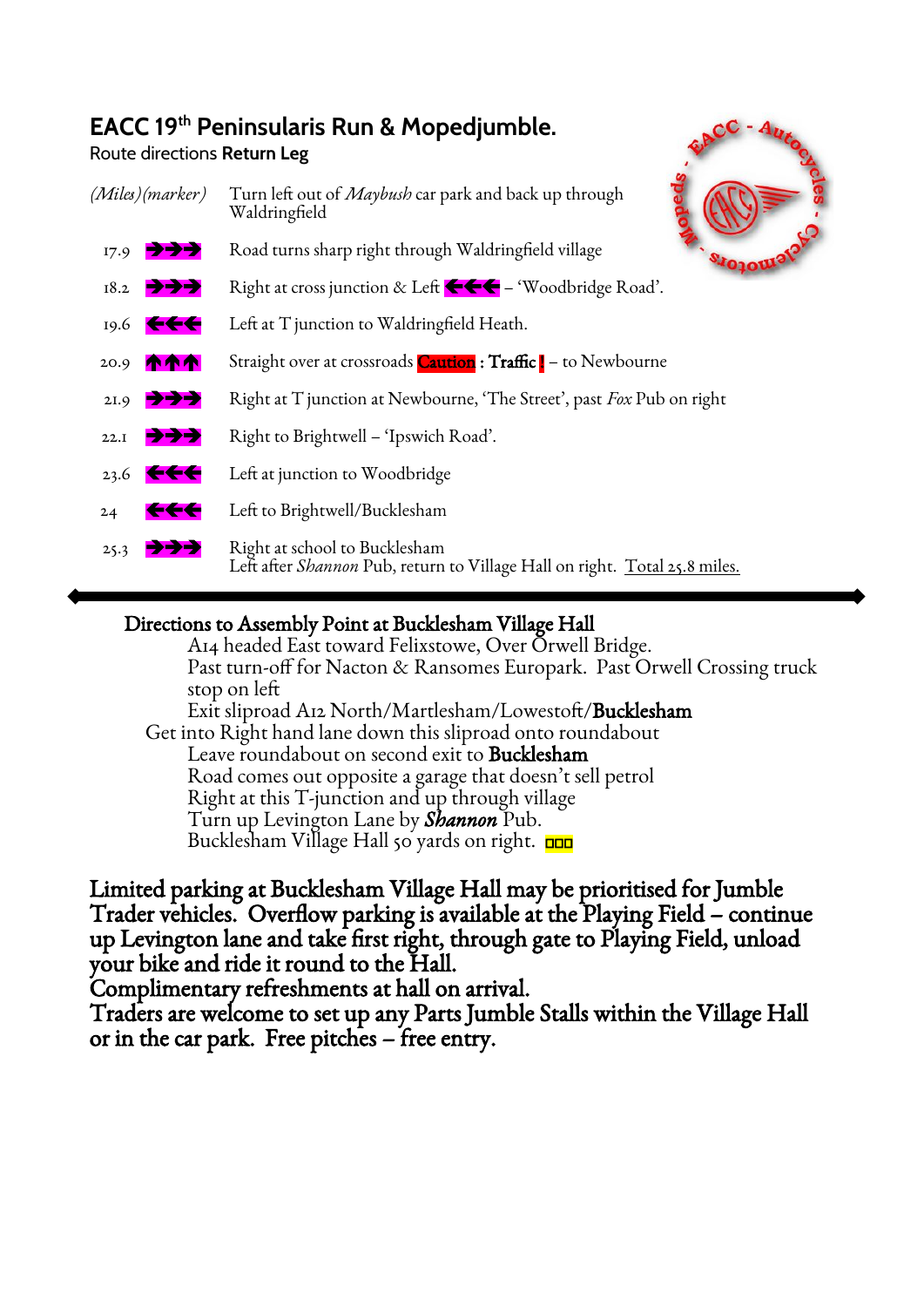# EACC 19th Peninsularis Run & Mopedjumble.

Route directions **Return Leg**

| | | |
|---|---|---|
| *(Miles)(marker)* | | Turn left out of *Maybush* car park and back up through Waldringfield |
| 17.9 | →→→ | Road turns sharp right through Waldringfield village |
| 18.2 | →→→ | Right at cross junction & Left ←←← – 'Woodbridge Road'. |
| 19.6 | ←←← | Left at T junction to Waldringfield Heath. |
| 20.9 | ↑↑↑ | Straight over at crossroads **Caution : Traffic !** – to Newbourne |
| 21.9 | →→→ | Right at T junction at Newbourne, 'The Street', past *Fox* Pub on right |
| 22.1 | →→→ | Right to Brightwell – 'Ipswich Road'. |
| 23.6 | ←←← | Left at junction to Woodbridge |
| 24 | ←←← | Left to Brightwell/Bucklesham |
| 25.3 | →→→ | Right at school to Bucklesham<br>Left after *Shannon* Pub, return to Village Hall on right. Total 25.8 miles. |

---

## Directions to Assembly Point at Bucklesham Village Hall

A14 headed East toward Felixstowe, Over Orwell Bridge.
Past turn-off for Nacton & Ransomes Europark. Past Orwell Crossing truck stop on left
Exit sliproad A12 North/Martlesham/Lowestoft/**Bucklesham**
Get into Right hand lane down this sliproad onto roundabout
Leave roundabout on second exit to **Bucklesham**
Road comes out opposite a garage that doesn't sell petrol
Right at this T-junction and up through village
Turn up Levington Lane by ***Shannon*** Pub.
Bucklesham Village Hall 50 yards on right.

**Limited parking at Bucklesham Village Hall may be prioritised for Jumble Trader vehicles. Overflow parking is available at the Playing Field – continue up Levington lane and take first right, through gate to Playing Field, unload your bike and ride it round to the Hall.**
**Complimentary refreshments at hall on arrival.**
**Traders are welcome to set up any Parts Jumble Stalls within the Village Hall or in the car park. Free pitches – free entry.**